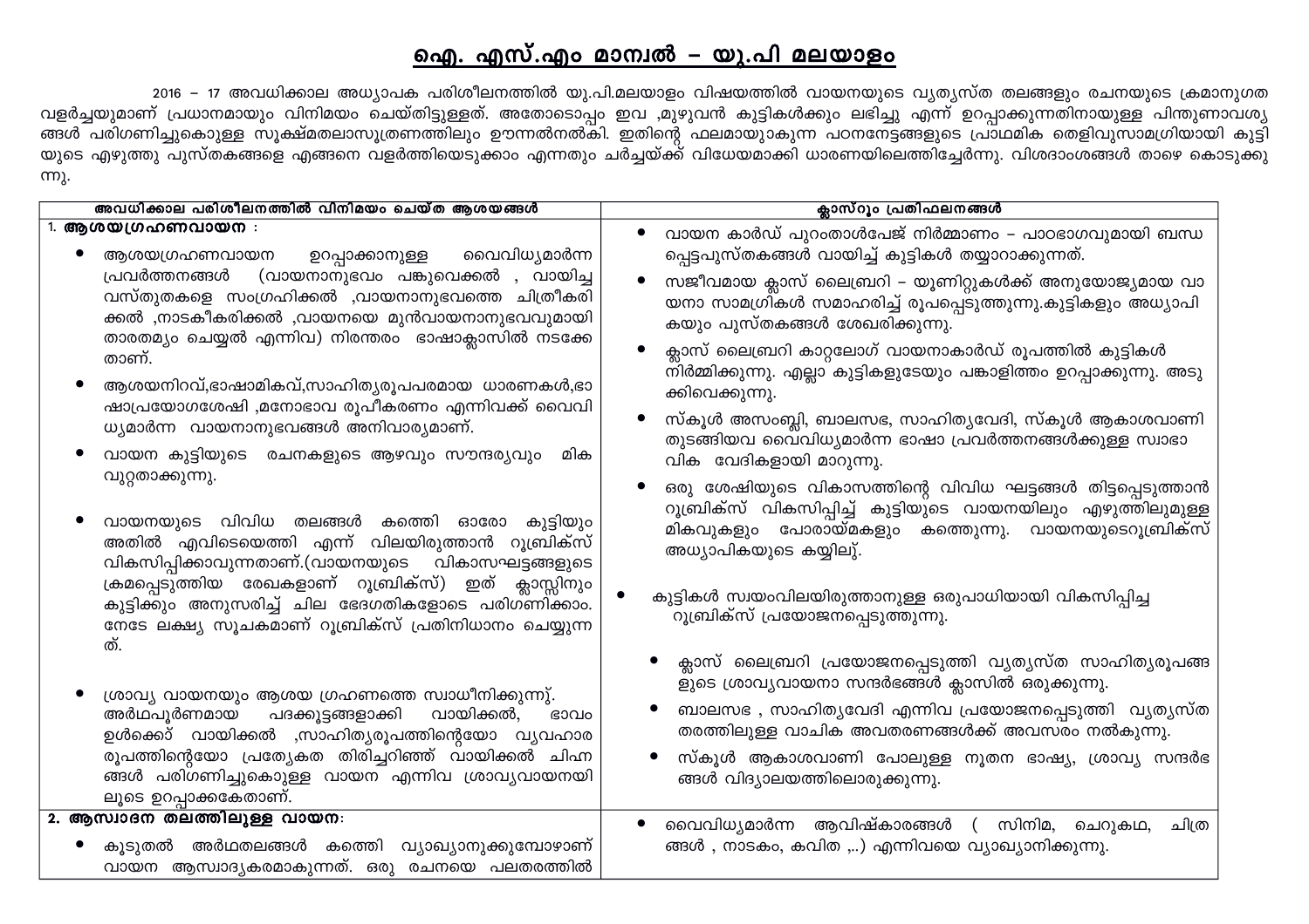# ഐ. എസ്.എം മാന്വൽ – യു.പി മലയാളം

2016 – 17 അവധിക്കാല അധ്യാപക പരിശീലനത്തിൽ യു.പി.മലയാളം വിഷയത്തിൽ വായനയുടെ വ്യത്യസ്ത തലങ്ങളും രചനയുടെ ക്രമാനുഗത വളർച്ചയുമാണ് പ്രധാനമായും വിനിമയം ചെയ്തിട്ടുള്ളത്. അതോടൊപ്പം ഇവ ,മുഴുവൻ കുട്ടികൾക്കും ലഭിച്ചു എന്ന് ഉറപ്പാക്കുന്നതിനായുള്ള പിന്തുണാവശ്യങ്ങൾ പരിഗണിച്ചുകൊണ്ടുള്ള സൂക്ഷ്മതലാസൂത്രണത്തിലും ഊന്നൽനൽകി. ഇതിന്റെ ഫലമായുാകുന്ന പഠനനേട്ടങ്ങളുടെ പ്രാഥമിക തെളിവുസാമഗ്രിയായി കുട്ടിയുടെ എഴുത്തു പുസ്തകങ്ങളെ എങ്ങനെ വളർത്തിയെടുക്കാം എന്നതും ചർച്ചയ്ക്ക് വിധേയമാക്കി ധാരണയിലെത്തിച്ചേർന്നു. വിശദാംശങ്ങൾ താഴെ കൊടുക്കുന്നു.

| അവധിക്കാല പരിശീലനത്തിൽ വിനിമയം ചെയ്ത ആശയങ്ങൾ | ക്ലാസ്റൂം പ്രതിഫലനങ്ങൾ |
|---|---|
| 1. **ആശയഗ്രഹണവായന :**<br>• ആശയഗ്രഹണവായന ഉറപ്പാക്കാനുള്ള വൈവിധ്യമാർന്ന പ്രവർത്തനങ്ങൾ (വായനാനുഭവം പങ്കുവെക്കൽ , വായിച്ച വസ്തുതകളെ സംഗ്രഹിക്കൽ ,വായനാനുഭവത്തെ ചിത്രീകരിക്കൽ ,നാടകീകരിക്കൽ ,വായനയെ മുൻവായനാനുഭവവുമായി താരതമ്യം ചെയ്യൽ എന്നിവ) നിരന്തരം ഭാഷാക്ലാസിൽ നടക്കേതാണ്.<br>• ആശയനിറവ്,ഭാഷാമികവ്,സാഹിത്യരൂപപരമായ ധാരണകൾ,ഭാഷാപ്രയോഗശേഷി ,മനോഭാവ രൂപീകരണം എന്നിവക്ക് വൈവിധ്യമാർന്ന വായനാനുഭവങ്ങൾ അനിവാര്യമാണ്.<br>• വായന കുട്ടിയുടെ രചനകളുടെ ആഴവും സൗന്ദര്യവും മികവുറ്റതാക്കുന്നു.<br>• വായനയുടെ വിവിധ തലങ്ങൾ കത്തെി ഓരോ കുട്ടിയും അതിൽ എവിടെയെത്തി എന്ന് വിലയിരുത്താൻ റൂബ്രിക്സ് വികസിപ്പിക്കാവുന്നതാണ്.(വായനയുടെ വികാസഘട്ടങ്ങളുടെ ക്രമപ്പെടുത്തിയ രേഖകളാണ് റൂബ്രിക്സ്) ഇത് ക്ലാസ്സിനും കുട്ടിക്കും അനുസരിച്ച് ചില ഭേദഗതികളോടെ പരിഗണിക്കാം. നേടേ ലക്ഷ്യ സൂചകമാണ് റൂബ്രിക്സ് പ്രതിനിധാനം ചെയ്യുന്നത്.<br>• ശ്രാവ്യ വായനയും ആശയ ഗ്രഹണത്തെ സ്വാധീനിക്കുന്നു്. അർഥപൂർണമായ പദക്കൂട്ടങ്ങളാക്കി വായിക്കൽ, ഭാവം ഉൾക്കൊ് വായിക്കൽ ,സാഹിത്യരൂപത്തിന്റെയോ വ്യവഹാര രൂപത്തിന്റെയോ പ്രത്യേകത തിരിച്ചറിഞ്ഞ് വായിക്കൽ ചിഹ്നങ്ങൾ പരിഗണിച്ചുകൊള്ള വായന എന്നിവ ശ്രാവ്യവായനയിലൂടെ ഉറപ്പാക്കകേതാണ്. | • വായന കാർഡ് പുറംതാൾപേജ് നിർമ്മാണം – പാഠഭാഗവുമായി ബന്ധപ്പെട്ടപുസ്തകങ്ങൾ വായിച്ച് കുട്ടികൾ തയ്യാറാക്കുന്നത്.<br>• സജീവമായ ക്ലാസ് ലൈബ്രറി – യൂണിറ്റുകൾക്ക് അനുയോജ്യമായ വായനാ സാമഗ്രികൾ സമാഹരിച്ച് രൂപപ്പെടുത്തുന്നു.കുട്ടികളും അധ്യാപികയും പുസ്തകങ്ങൾ ശേഖരിക്കുന്നു.<br>• ക്ലാസ് ലൈബ്രറി കാറ്റലോഗ് വായനാകാർഡ് രൂപത്തിൽ കുട്ടികൾ നിർമ്മിക്കുന്നു. എല്ലാ കുട്ടികളുടേയും പങ്കാളിത്തം ഉറപ്പാക്കുന്നു. അടുക്കിവെക്കുന്നു.<br>• സ്കൂൾ അസംബ്ലി, ബാലസഭ, സാഹിത്യവേദി, സ്കൂൾ ആകാശവാണി തുടങ്ങിയവ വൈവിധ്യമാർന്ന ഭാഷാ പ്രവർത്തനങ്ങൾക്കുള്ള സ്വാഭാവിക വേദികളായി മാറുന്നു.<br>• ഒരു ശേഷിയുടെ വികാസത്തിന്റെ വിവിധ ഘട്ടങ്ങൾ തിട്ടപ്പെടുത്താൻ റൂബ്രിക്സ് വികസിപ്പിച്ച് കുട്ടിയുടെ വായനയിലും എഴുത്തിലുമുള്ള മികവുകളും പോരായ്മകളും കത്തെുന്നു. വായനയുടെറൂബ്രിക്സ് അധ്യാപികയുടെ കയ്യിലു്.<br>• കുട്ടികൾ സ്വയംവിലയിരുത്താനുള്ള ഒരുപാധിയായി വികസിപ്പിച്ച റൂബ്രിക്സ് പ്രയോജനപ്പെടുത്തുന്നു.<br>• ക്ലാസ് ലൈബ്രറി പ്രയോജനപ്പെടുത്തി വ്യത്യസ്ത സാഹിത്യരൂപങ്ങളുടെ ശ്രാവ്യവായനാ സന്ദർഭങ്ങൾ ക്ലാസിൽ ഒരുക്കുന്നു.<br>• ബാലസഭ , സാഹിത്യവേദി എന്നിവ പ്രയോജനപ്പെടുത്തി വ്യത്യസ്ത തരത്തിലുള്ള വാചിക അവതരണങ്ങൾക്ക് അവസരം നൽകുന്നു.<br>• സ്കൂൾ ആകാശവാണി പോലുള്ള നൂതന ഭാഷ്യ, ശ്രാവ്യ സന്ദർഭങ്ങൾ വിദ്യാലയത്തിലൊരുക്കുന്നു. |
| 2. **ആസ്വാദന തലത്തിലൂള്ള വായന**:<br>• കൂടുതൽ അർഥതലങ്ങൾ കത്തെി വ്യാഖ്യാനുക്കുമ്പോഴാണ് വായന ആസ്വാദ്യകരമാകുന്നത്. ഒരു രചനയെ പലതരത്തിൽ | • വൈവിധ്യമാർന്ന ആവിഷ്കാരങ്ങൾ ( സിനിമ, ചെറുകഥ, ചിത്രങ്ങൾ , നാടകം, കവിത ,..) എന്നിവയെ വ്യാഖ്യാനിക്കുന്നു. |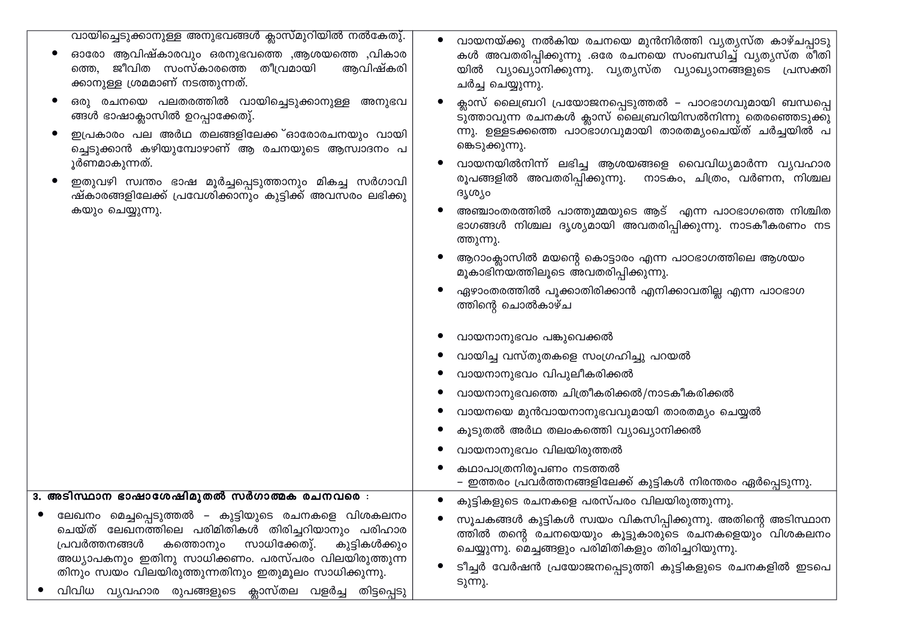| | |
|---|---|
| വായിച്ചെടുക്കാനുള്ള അനുഭവങ്ങൾ ക്ലാസ്മുറിയിൽ നൽകേതു്.<br>• ഓരോ ആവിഷ്കാരവും ഒരനുഭവത്തെ ,ആശയത്തെ ,വികാരത്തെ, ജീവിത സംസ്കാരത്തെ തീവ്രമായി ആവിഷ്കരിക്കാനുള്ള ശ്രമമാണ് നടത്തുന്നത്.<br>• ഒരു രചനയെ പലതരത്തിൽ വായിച്ചെടുക്കാനുള്ള അനുഭവങ്ങൾ ഭാഷാക്ലാസിൽ ഉറപ്പാക്കേതു്.<br>• ഇപ്രകാരം പല അർഥ തലങ്ങളിലേക്ക ് ഓരോരചനയും വായിച്ചെടുക്കാൻ കഴിയുമ്പോഴാണ് ആ രചനയുടെ ആസ്വാദനം പൂർണമാകുന്നത്.<br>• ഇതുവഴി സ്വന്തം ഭാഷ മൂർച്ചപ്പെടുത്താനും മികച്ച സർഗാവിഷ്കാരങ്ങളിലേക്ക് പ്രവേശിക്കാനും കുട്ടിക്ക് അവസരം ലഭിക്കുകയും ചെയ്യുന്നു. | • വായനയ്ക്കു നൽകിയ രചനയെ മുൻനിർത്തി വ്യത്യസ്ത കാഴ്ചപ്പാടുകൾ അവതരിപ്പിക്കുന്നു .ഒരേ രചനയെ സംബന്ധിച്ച് വ്യത്യസ്ത രീതിയിൽ വ്യാഖ്യാനിക്കുന്നു. വ്യത്യസ്ത വ്യാഖ്യാനങ്ങളുടെ പ്രസക്തി ചർച്ച ചെയ്യുന്നു.<br>• ക്ലാസ് ലൈബ്രറി പ്രയോജനപ്പെടുത്തൽ – പാഠഭാഗവുമായി ബന്ധപ്പെടുത്താവുന്ന രചനകൾ ക്ലാസ് ലൈബ്രറിയിസൽനിന്നു തെരഞ്ഞെടുക്കുന്നു. ഉള്ളടക്കത്തെ പാഠഭാഗവുമായി താരതമ്യംചെയ്ത് ചർച്ചയിൽ പങ്കെടുക്കുന്നു.<br>• വായനയിൽനിന്ന് ലഭിച്ച ആശയങ്ങളെ വൈവിധ്യമാർന്ന വ്യവഹാര രൂപങ്ങളിൽ അവതരിപ്പിക്കുന്നു. നാടകം, ചിത്രം, വർണന, നിശ്ചല ദൃശ്യം<br>• അഞ്ചാംതരത്തിൽ പാത്തുമ്മയുടെ ആട് എന്ന പാഠഭാഗത്തെ നിശ്ചിത ഭാഗങ്ങൾ നിശ്ചല ദൃശ്യമായി അവതരിപ്പിക്കുന്നു. നാടകീകരണം നടത്തുന്നു.<br>• ആറാംക്ലാസിൽ മയന്റെ കൊട്ടാരം എന്ന പാഠഭാഗത്തിലെ ആശയം മൂകാഭിനയത്തിലൂടെ അവതരിപ്പിക്കുന്നു.<br>• ഏഴാംതരത്തിൽ പൂക്കാതിരിക്കാൻ എനിക്കാവതില്ല എന്ന പാഠഭാഗത്തിന്റെ ചൊൽകാഴ്ച<br><br>• വായനാനുഭവം പങ്കുവെക്കൽ<br>• വായിച്ച വസ്തുതകളെ സംഗ്രഹിച്ചു പറയൽ<br>• വായനാനുഭവം വിപുലീകരിക്കൽ<br>• വായനാനുഭവത്തെ ചിത്രീകരിക്കൽ/നാടകീകരിക്കൽ<br>• വായനയെ മുൻവായനാനുഭവവുമായി താരതമ്യം ചെയ്യൽ<br>• കൂടുതൽ അർഥ തലംകത്തി വ്യാഖ്യാനിക്കൽ<br>• വായനാനുഭവം വിലയിരുത്തൽ<br>• കഥാപാത്രനിരൂപണം നടത്തൽ<br>– ഇത്തരം പ്രവർത്തനങ്ങളിലേക്ക് കുട്ടികൾ നിരന്തരം ഏർപ്പെടുന്നു. |
| **3. അടിസ്ഥാന ഭാഷാശേഷിമുതൽ സർഗാത്മക രചനവരെ :**<br>• ലേഖനം മെച്ചപ്പെടുത്തൽ – കുട്ടിയുടെ രചനകളെ വിശകലനം ചെയ്ത് ലേഖനത്തിലെ പരിമിതികൾ തിരിച്ചറിയാനും പരിഹാര പ്രവർത്തനങ്ങൾ കത്തൊനും സാധിക്കേതു്. കുട്ടികൾക്കും അധ്യാപകനും ഇതിനു സാധിക്കണം. പരസ്പരം വിലയിരുത്തുന്നതിനും സ്വയം വിലയിരുത്തുന്നതിനും ഇതുമൂലം സാധിക്കുന്നു.<br>• വിവിധ വ്യവഹാര രൂപങ്ങളുടെ ക്ലാസ്തല വളർച്ച തിട്ടപ്പെടു | • കുട്ടികളുടെ രചനകളെ പരസ്പരം വിലയിരുത്തുന്നു.<br>• സൂചകങ്ങൾ കുട്ടികൾ സ്വയം വികസിപ്പിക്കുന്നു. അതിന്റെ അടിസ്ഥാനത്തിൽ തന്റെ രചനയെയും കൂട്ടുകാരുടെ രചനകളെയും വിശകലനം ചെയ്യുന്നു. മെച്ചങ്ങളും പരിമിതികളും തിരിച്ചറിയുന്നു.<br>• ടീച്ചർ വേർഷൻ പ്രയോജനപ്പെടുത്തി കുട്ടികളുടെ രചനകളിൽ ഇടപെടുന്നു. |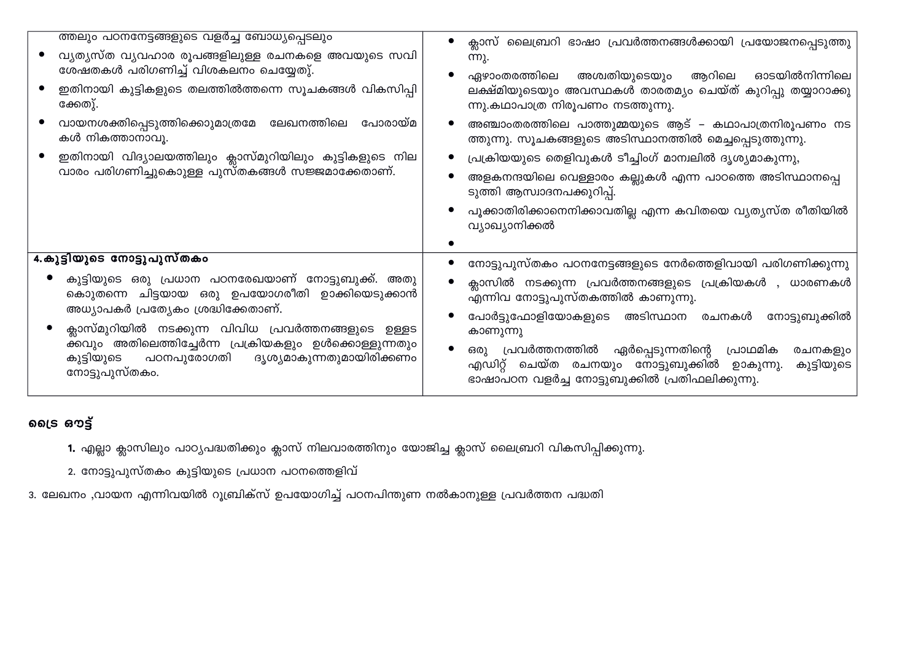| | |
|---|---|
| ത്തലും പഠനനേട്ടങ്ങളുടെ വളർച്ച ബോധ്യപ്പെടലും<br>• വ്യത്യസ്ത വ്യവഹാര രൂപങ്ങളിലുള്ള രചനകളെ അവയുടെ സവിശേഷതകൾ പരിഗണിച്ച് വിശകലനം ചെയ്യേതു്.<br>• ഇതിനായി കുട്ടികളുടെ തലത്തിൽത്തന്നെ സൂചകങ്ങൾ വികസിപ്പിക്കേതു്.<br>• വായനശക്തിപ്പെടുത്തിക്കൊുമാത്രമേ ലേഖനത്തിലെ പോരായ്മകൾ നികത്താനാവൂ.<br>• ഇതിനായി വിദ്യാലയത്തിലും ക്ലാസ്മുറിയിലും കുട്ടികളുടെ നിലവാരം പരിഗണിച്ചുകൊുള്ള പുസ്തകങ്ങൾ സജ്ജമാക്കേതാണ്. | • ക്ലാസ് ലൈബ്രറി ഭാഷാ പ്രവർത്തനങ്ങൾക്കായി പ്രയോജനപ്പെടുത്തുന്നു.<br>• ഏഴാംതരത്തിലെ അശ്വതിയുടെയും ആറിലെ ഓടയിൽനിന്നിലെ ലക്ഷ്മിയുടെയും അവസ്ഥകൾ താരതമ്യം ചെയ്ത് കുറിപ്പു തയ്യാറാക്കുന്നു.കഥാപാത്ര നിരൂപണം നടത്തുന്നു.<br>• അഞ്ചാംതരത്തിലെ പാത്തുമ്മയുടെ ആട് – കഥാപാത്രനിരൂപണം നടത്തുന്നു. സൂചകങ്ങളുടെ അടിസ്ഥാനത്തിൽ മെച്ചപ്പെടുത്തുന്നു.<br>• പ്രക്രിയയുടെ തെളിവുകൾ ടീച്ചിംഗ് മാന്വലിൽ ദൃശ്യമാകുന്നു,<br>• അളകനന്ദയിലെ വെള്ളാരം കല്ലുകൾ എന്ന പാഠത്തെ അടിസ്ഥാനപ്പെടുത്തി ആസ്വാദനപക്കുറിപ്പ്.<br>• പൂക്കാതിരിക്കാനെനിക്കാവതില്ല എന്ന കവിതയെ വ്യത്യസ്ത രീതിയിൽ വ്യാഖ്യാനിക്കൽ<br>• |
| **4.കുട്ടിയുടെ നോട്ടുപുസ്തകം**<br>• കുട്ടിയുടെ ഒരു പ്രധാന പഠനരേഖയാണ് നോട്ടുബുക്ക്. അതുകൊുതന്നെ ചിട്ടയായ ഒരു ഉപയോഗരീതി ഉാക്കിയെടുക്കാൻ അധ്യാപകർ പ്രത്യേകം ശ്രദ്ധിക്കേതാണ്.<br>• ക്ലാസ്മുറിയിൽ നടക്കുന്ന വിവിധ പ്രവർത്തനങ്ങളുടെ ഉള്ളടക്കവും അതിലെത്തിച്ചേർന്ന പ്രക്രിയകളും ഉൾക്കൊള്ളുന്നതും കുട്ടിയുടെ പഠനപുരോഗതി ദൃശ്യമാകുന്നതുമായിരിക്കണം നോട്ടുപുസ്തകം. | • നോട്ടുപുസ്തകം പഠനനേട്ടങ്ങളുടെ നേർത്തെളിവായി പരിഗണിക്കുന്നു<br>• ക്ലാസിൽ നടക്കുന്ന പ്രവർത്തനങ്ങളുടെ പ്രക്രിയകൾ , ധാരണകൾ എന്നിവ നോട്ടുപുസ്തകത്തിൽ കാണുന്നു.<br>• പോർട്ടുഫോളിയോകളുടെ അടിസ്ഥാന രചനകൾ നോട്ടുബുക്കിൽ കാണുന്നു<br>• ഒരു പ്രവർത്തനത്തിൽ ഏർപ്പെടുന്നതിന്റെ പ്രാഥമിക രചനകളും എഡിറ്റ് ചെയ്ത രചനയും നോട്ടുബുക്കിൽ ഉാകുന്നു. കുട്ടിയുടെ ഭാഷാപഠന വളർച്ച നോട്ടുബുക്കിൽ പ്രതിഫലിക്കുന്നു. |

**ട്രൈ ഔട്ട്**

1. എല്ലാ ക്ലാസിലും പാഠ്യപദ്ധതിക്കും ക്ലാസ് നിലവാരത്തിനും യോജിച്ച ക്ലാസ് ലൈബ്രറി വികസിപ്പിക്കുന്നു.
2. നോട്ടുപുസ്തകം കുട്ടിയുടെ പ്രധാന പഠനത്തെളിവ്
3. ലേഖനം ,വായന എന്നിവയിൽ റൂബ്രിക്സ് ഉപയോഗിച്ച് പഠനപിന്തുണ നൽകാനുള്ള പ്രവർത്തന പദ്ധതി